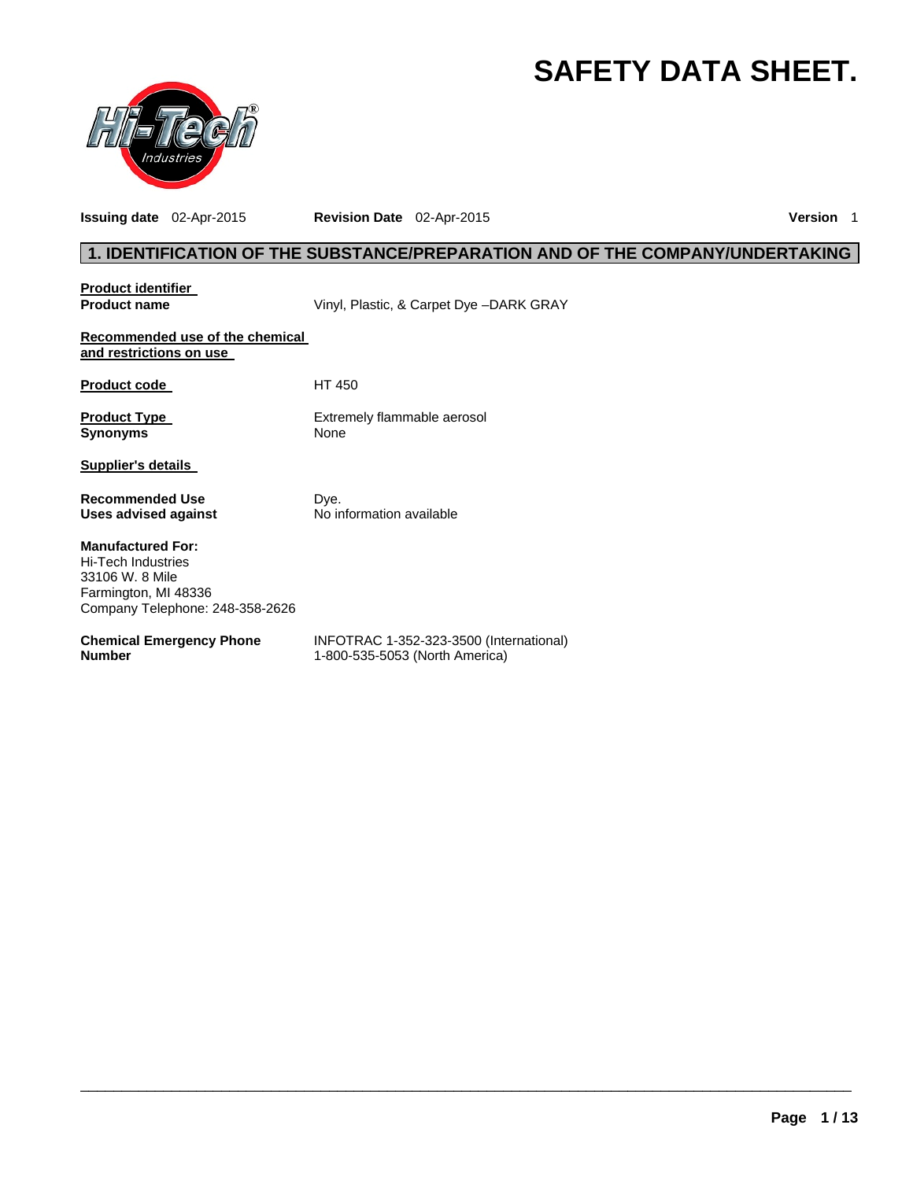# SAFETY DATA SHEET.

**Issuing date** 02-Apr-2015 **Revision Date** 02-Apr-2015 **Version** 1

## 1. IDENTIFICATION OF THE SUBSTANCE/PREPARATION AND OF THE COMPANY/UNDERTAKING

**Product identifier**

**Product name** Vinyl, Plastic, & Carpet Dye –DARK GRAY

**Recommended use of the chemical and restrictions on use**

**Product code** HT 450

**Product Type** Extremely flammable aerosol

**Synonyms** None

**Supplier's details**

**Recommended Use** Dye.

**Uses advised against** No information available

**Manufactured For:**
Hi-Tech Industries
33106 W. 8 Mile
Farmington, MI 48336
Company Telephone: 248-358-2626

**Chemical Emergency Phone Number** INFOTRAC 1-352-323-3500 (International)
1-800-535-5053 (North America)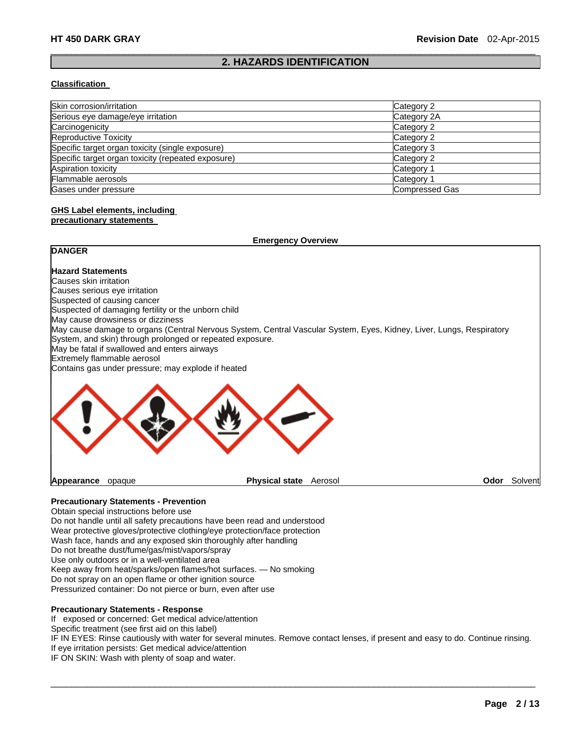## 2. HAZARDS IDENTIFICATION

**Classification**

| Skin corrosion/irritation | Category 2 |
|---|---|
| Serious eye damage/eye irritation | Category 2A |
| Carcinogenicity | Category 2 |
| Reproductive Toxicity | Category 2 |
| Specific target organ toxicity (single exposure) | Category 3 |
| Specific target organ toxicity (repeated exposure) | Category 2 |
| Aspiration toxicity | Category 1 |
| Flammable aerosols | Category 1 |
| Gases under pressure | Compressed Gas |

**GHS Label elements, including precautionary statements**

**Emergency Overview**

**DANGER**

**Hazard Statements**

Causes skin irritation
Causes serious eye irritation
Suspected of causing cancer
Suspected of damaging fertility or the unborn child
May cause drowsiness or dizziness
May cause damage to organs (Central Nervous System, Central Vascular System, Eyes, Kidney, Liver, Lungs, Respiratory System, and skin) through prolonged or repeated exposure.
May be fatal if swallowed and enters airways
Extremely flammable aerosol
Contains gas under pressure; may explode if heated

**Appearance** opaque **Physical state** Aerosol **Odor** Solvent

**Precautionary Statements - Prevention**

Obtain special instructions before use
Do not handle until all safety precautions have been read and understood
Wear protective gloves/protective clothing/eye protection/face protection
Wash face, hands and any exposed skin thoroughly after handling
Do not breathe dust/fume/gas/mist/vapors/spray
Use only outdoors or in a well-ventilated area
Keep away from heat/sparks/open flames/hot surfaces. — No smoking
Do not spray on an open flame or other ignition source
Pressurized container: Do not pierce or burn, even after use

**Precautionary Statements - Response**

If exposed or concerned: Get medical advice/attention
Specific treatment (see first aid on this label)
IF IN EYES: Rinse cautiously with water for several minutes. Remove contact lenses, if present and easy to do. Continue rinsing.
If eye irritation persists: Get medical advice/attention
IF ON SKIN: Wash with plenty of soap and water.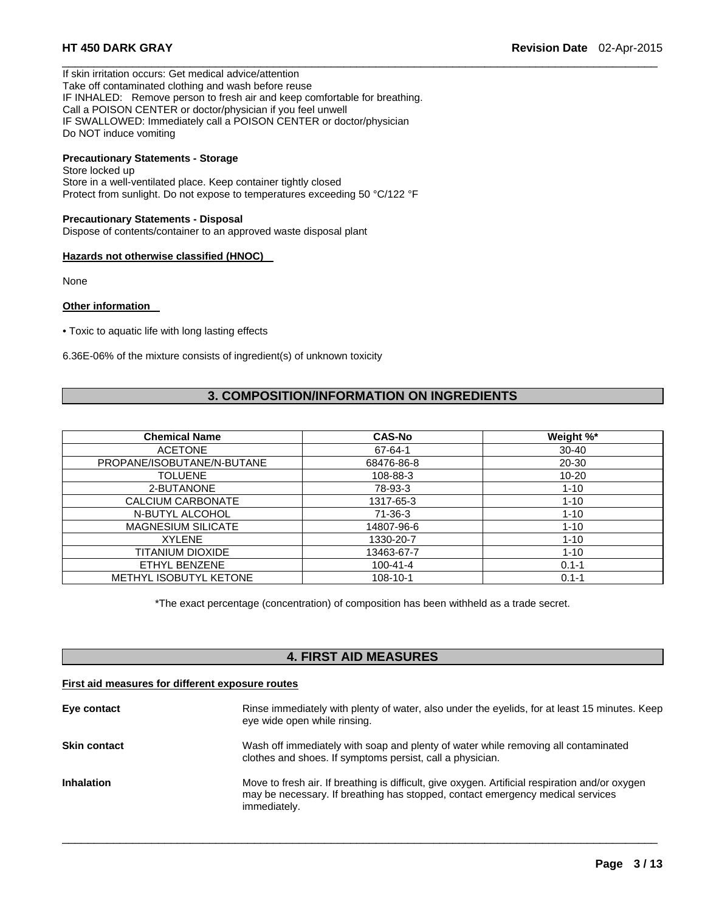If skin irritation occurs: Get medical advice/attention
Take off contaminated clothing and wash before reuse
IF INHALED: Remove person to fresh air and keep comfortable for breathing.
Call a POISON CENTER or doctor/physician if you feel unwell
IF SWALLOWED: Immediately call a POISON CENTER or doctor/physician
Do NOT induce vomiting

**Precautionary Statements - Storage**
Store locked up
Store in a well-ventilated place. Keep container tightly closed
Protect from sunlight. Do not expose to temperatures exceeding 50 °C/122 °F

**Precautionary Statements - Disposal**
Dispose of contents/container to an approved waste disposal plant

**Hazards not otherwise classified (HNOC)**

None

**Other information**

- Toxic to aquatic life with long lasting effects

6.36E-06% of the mixture consists of ingredient(s) of unknown toxicity

## 3. COMPOSITION/INFORMATION ON INGREDIENTS

| Chemical Name | CAS-No | Weight %* |
|---|---|---|
| ACETONE | 67-64-1 | 30-40 |
| PROPANE/ISOBUTANE/N-BUTANE | 68476-86-8 | 20-30 |
| TOLUENE | 108-88-3 | 10-20 |
| 2-BUTANONE | 78-93-3 | 1-10 |
| CALCIUM CARBONATE | 1317-65-3 | 1-10 |
| N-BUTYL ALCOHOL | 71-36-3 | 1-10 |
| MAGNESIUM SILICATE | 14807-96-6 | 1-10 |
| XYLENE | 1330-20-7 | 1-10 |
| TITANIUM DIOXIDE | 13463-67-7 | 1-10 |
| ETHYL BENZENE | 100-41-4 | 0.1-1 |
| METHYL ISOBUTYL KETONE | 108-10-1 | 0.1-1 |

*The exact percentage (concentration) of composition has been withheld as a trade secret.

## 4. FIRST AID MEASURES

**First aid measures for different exposure routes**

**Eye contact** Rinse immediately with plenty of water, also under the eyelids, for at least 15 minutes. Keep eye wide open while rinsing.

**Skin contact** Wash off immediately with soap and plenty of water while removing all contaminated clothes and shoes. If symptoms persist, call a physician.

**Inhalation** Move to fresh air. If breathing is difficult, give oxygen. Artificial respiration and/or oxygen may be necessary. If breathing has stopped, contact emergency medical services immediately.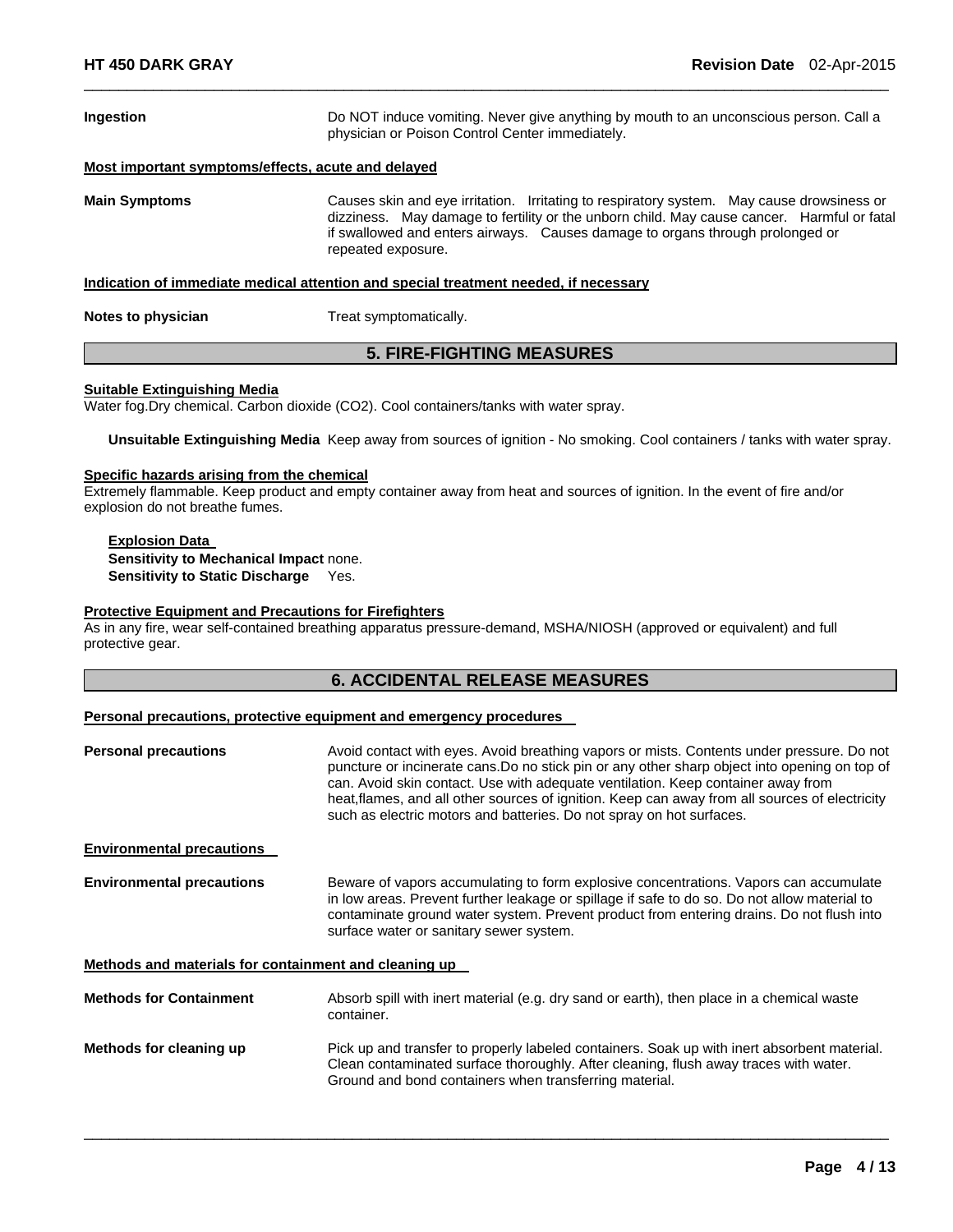**Ingestion** Do NOT induce vomiting. Never give anything by mouth to an unconscious person. Call a physician or Poison Control Center immediately.

**Most important symptoms/effects, acute and delayed**

**Main Symptoms** Causes skin and eye irritation. Irritating to respiratory system. May cause drowsiness or dizziness. May damage to fertility or the unborn child. May cause cancer. Harmful or fatal if swallowed and enters airways. Causes damage to organs through prolonged or repeated exposure.

**Indication of immediate medical attention and special treatment needed, if necessary**

**Notes to physician** Treat symptomatically.

## 5. FIRE-FIGHTING MEASURES

**Suitable Extinguishing Media**

Water fog.Dry chemical. Carbon dioxide ($CO_2$). Cool containers/tanks with water spray.

**Unsuitable Extinguishing Media** Keep away from sources of ignition - No smoking. Cool containers / tanks with water spray.

**Specific hazards arising from the chemical**

Extremely flammable. Keep product and empty container away from heat and sources of ignition. In the event of fire and/or explosion do not breathe fumes.

**Explosion Data**

**Sensitivity to Mechanical Impact** none.

**Sensitivity to Static Discharge** Yes.

**Protective Equipment and Precautions for Firefighters**

As in any fire, wear self-contained breathing apparatus pressure-demand, MSHA/NIOSH (approved or equivalent) and full protective gear.

## 6. ACCIDENTAL RELEASE MEASURES

**Personal precautions, protective equipment and emergency procedures**

**Personal precautions** Avoid contact with eyes. Avoid breathing vapors or mists. Contents under pressure. Do not puncture or incinerate cans.Do no stick pin or any other sharp object into opening on top of can. Avoid skin contact. Use with adequate ventilation. Keep container away from heat,flames, and all other sources of ignition. Keep can away from all sources of electricity such as electric motors and batteries. Do not spray on hot surfaces.

**Environmental precautions**

**Environmental precautions** Beware of vapors accumulating to form explosive concentrations. Vapors can accumulate in low areas. Prevent further leakage or spillage if safe to do so. Do not allow material to contaminate ground water system. Prevent product from entering drains. Do not flush into surface water or sanitary sewer system.

**Methods and materials for containment and cleaning up**

**Methods for Containment** Absorb spill with inert material (e.g. dry sand or earth), then place in a chemical waste container.

**Methods for cleaning up** Pick up and transfer to properly labeled containers. Soak up with inert absorbent material. Clean contaminated surface thoroughly. After cleaning, flush away traces with water. Ground and bond containers when transferring material.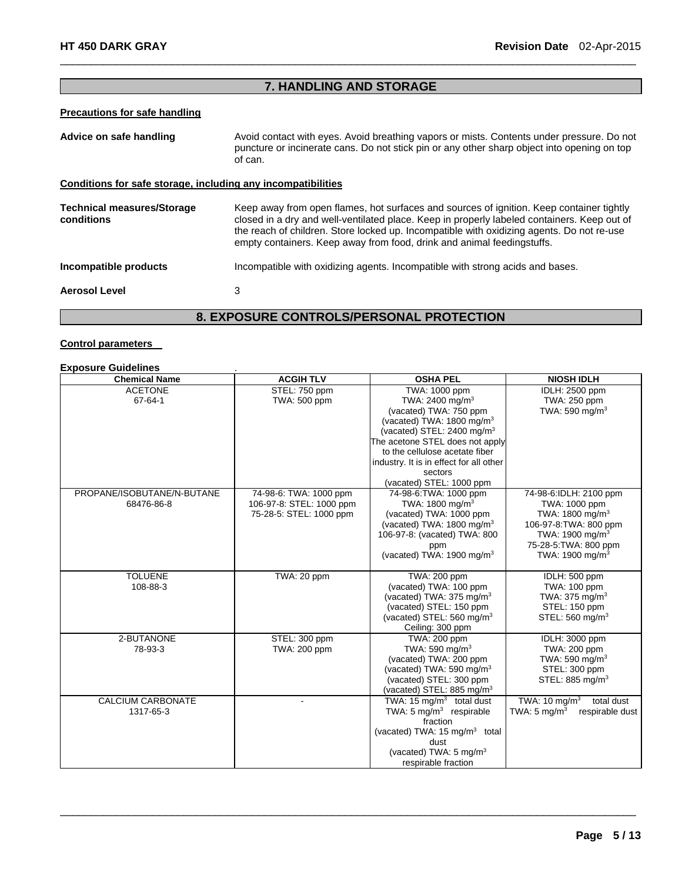## 7. HANDLING AND STORAGE

**Precautions for safe handling**

**Advice on safe handling** Avoid contact with eyes. Avoid breathing vapors or mists. Contents under pressure. Do not puncture or incinerate cans. Do not stick pin or any other sharp object into opening on top of can.

**Conditions for safe storage, including any incompatibilities**

**Technical measures/Storage conditions** Keep away from open flames, hot surfaces and sources of ignition. Keep container tightly closed in a dry and well-ventilated place. Keep in properly labeled containers. Keep out of the reach of children. Store locked up. Incompatible with oxidizing agents. Do not re-use empty containers. Keep away from food, drink and animal feedingstuffs.

**Incompatible products** Incompatible with oxidizing agents. Incompatible with strong acids and bases.

**Aerosol Level** 3

## 8. EXPOSURE CONTROLS/PERSONAL PROTECTION

**Control parameters**

**Exposure Guidelines** .

| Chemical Name | ACGIH TLV | OSHA PEL | NIOSH IDLH |
|---|---|---|---|
| ACETONE<br>67-64-1 | STEL: 750 ppm<br>TWA: 500 ppm | TWA: 1000 ppm<br>TWA: 2400 mg/m$^3$<br>(vacated) TWA: 750 ppm<br>(vacated) TWA: 1800 mg/m$^3$<br>(vacated) STEL: 2400 mg/m$^3$<br>The acetone STEL does not apply to the cellulose acetate fiber industry. It is in effect for all other sectors<br>(vacated) STEL: 1000 ppm | IDLH: 2500 ppm<br>TWA: 250 ppm<br>TWA: 590 mg/m$^3$ |
| PROPANE/ISOBUTANE/N-BUTANE<br>68476-86-8 | 74-98-6: TWA: 1000 ppm<br>106-97-8: STEL: 1000 ppm<br>75-28-5: STEL: 1000 ppm | 74-98-6:TWA: 1000 ppm<br>TWA: 1800 mg/m$^3$<br>(vacated) TWA: 1000 ppm<br>(vacated) TWA: 1800 mg/m$^3$<br>106-97-8: (vacated) TWA: 800 ppm<br>(vacated) TWA: 1900 mg/m$^3$ | 74-98-6:IDLH: 2100 ppm<br>TWA: 1000 ppm<br>TWA: 1800 mg/m$^3$<br>106-97-8:TWA: 800 ppm<br>TWA: 1900 mg/m$^3$<br>75-28-5:TWA: 800 ppm<br>TWA: 1900 mg/m$^3$ |
| TOLUENE<br>108-88-3 | TWA: 20 ppm | TWA: 200 ppm<br>(vacated) TWA: 100 ppm<br>(vacated) TWA: 375 mg/m$^3$<br>(vacated) STEL: 150 ppm<br>(vacated) STEL: 560 mg/m$^3$<br>Ceiling: 300 ppm | IDLH: 500 ppm<br>TWA: 100 ppm<br>TWA: 375 mg/m$^3$<br>STEL: 150 ppm<br>STEL: 560 mg/m$^3$ |
| 2-BUTANONE<br>78-93-3 | STEL: 300 ppm<br>TWA: 200 ppm | TWA: 200 ppm<br>TWA: 590 mg/m$^3$<br>(vacated) TWA: 200 ppm<br>(vacated) TWA: 590 mg/m$^3$<br>(vacated) STEL: 300 ppm<br>(vacated) STEL: 885 mg/m$^3$ | IDLH: 3000 ppm<br>TWA: 200 ppm<br>TWA: 590 mg/m$^3$<br>STEL: 300 ppm<br>STEL: 885 mg/m$^3$ |
| CALCIUM CARBONATE<br>1317-65-3 | - | TWA: 15 mg/m$^3$ total dust<br>TWA: 5 mg/m$^3$ respirable fraction<br>(vacated) TWA: 15 mg/m$^3$ total dust<br>(vacated) TWA: 5 mg/m$^3$ respirable fraction | TWA: 10 mg/m$^3$ total dust<br>TWA: 5 mg/m$^3$ respirable dust |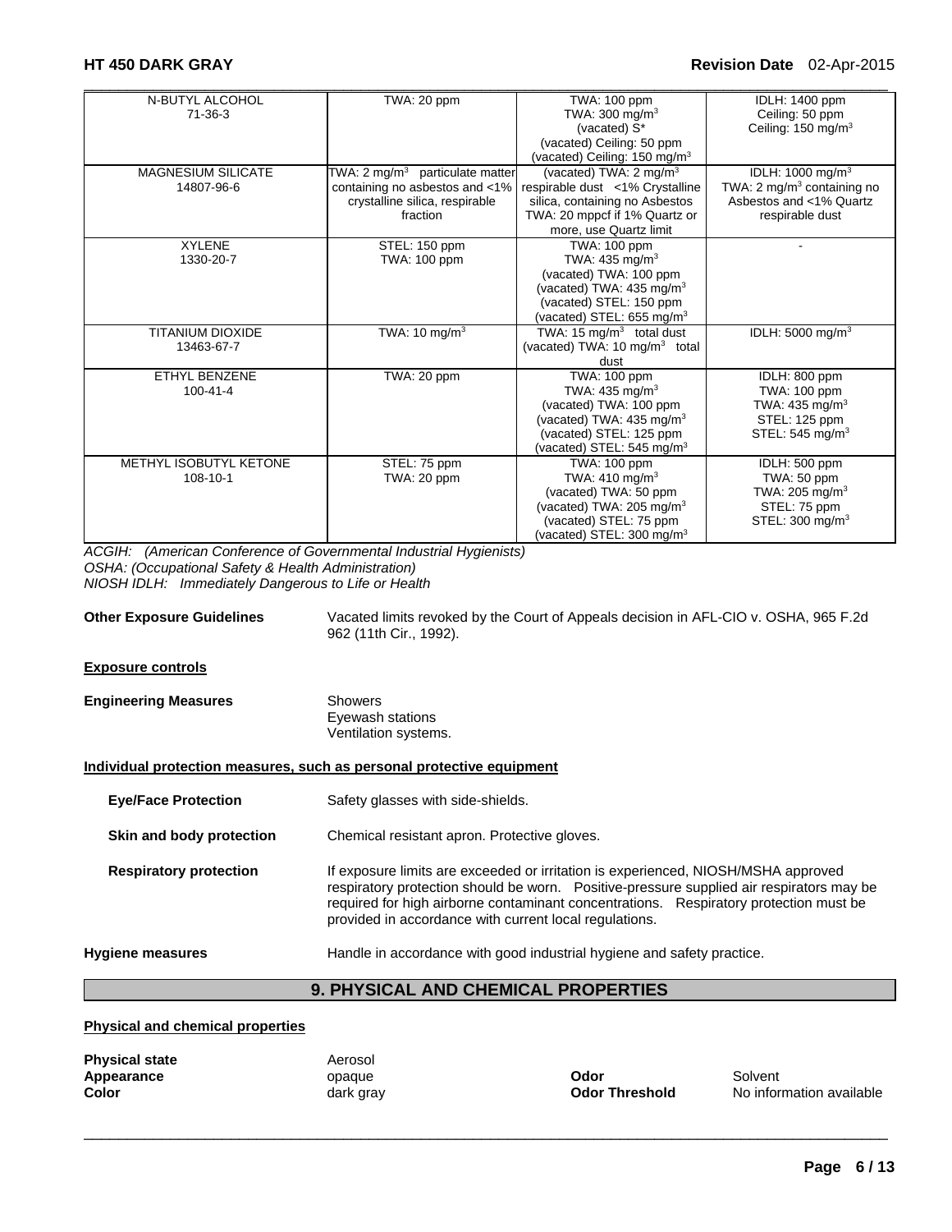| | | | |
|---|---|---|---|
| N-BUTYL ALCOHOL 71-36-3 | TWA: 20 ppm | TWA: 100 ppm<br>TWA: 300 mg/m$^3$<br>(vacated) S*<br>(vacated) Ceiling: 50 ppm<br>(vacated) Ceiling: 150 mg/m$^3$ | IDLH: 1400 ppm<br>Ceiling: 50 ppm<br>Ceiling: 150 mg/m$^3$ |
| MAGNESIUM SILICATE 14807-96-6 | TWA: 2 mg/m$^3$ particulate matter containing no asbestos and <1% crystalline silica, respirable fraction | (vacated) TWA: 2 mg/m$^3$ respirable dust <1% Crystalline silica, containing no Asbestos<br>TWA: 20 mppcf if 1% Quartz or more, use Quartz limit | IDLH: 1000 mg/m$^3$<br>TWA: 2 mg/m$^3$ containing no Asbestos and <1% Quartz respirable dust |
| XYLENE 1330-20-7 | STEL: 150 ppm<br>TWA: 100 ppm | TWA: 100 ppm<br>TWA: 435 mg/m$^3$<br>(vacated) TWA: 100 ppm<br>(vacated) TWA: 435 mg/m$^3$<br>(vacated) STEL: 150 ppm<br>(vacated) STEL: 655 mg/m$^3$ | - |
| TITANIUM DIOXIDE 13463-67-7 | TWA: 10 mg/m$^3$ | TWA: 15 mg/m$^3$ total dust<br>(vacated) TWA: 10 mg/m$^3$ total dust | IDLH: 5000 mg/m$^3$ |
| ETHYL BENZENE 100-41-4 | TWA: 20 ppm | TWA: 100 ppm<br>TWA: 435 mg/m$^3$<br>(vacated) TWA: 100 ppm<br>(vacated) TWA: 435 mg/m$^3$<br>(vacated) STEL: 125 ppm<br>(vacated) STEL: 545 mg/m$^3$ | IDLH: 800 ppm<br>TWA: 100 ppm<br>TWA: 435 mg/m$^3$<br>STEL: 125 ppm<br>STEL: 545 mg/m$^3$ |
| METHYL ISOBUTYL KETONE 108-10-1 | STEL: 75 ppm<br>TWA: 20 ppm | TWA: 100 ppm<br>TWA: 410 mg/m$^3$<br>(vacated) TWA: 50 ppm<br>(vacated) TWA: 205 mg/m$^3$<br>(vacated) STEL: 75 ppm<br>(vacated) STEL: 300 mg/m$^3$ | IDLH: 500 ppm<br>TWA: 50 ppm<br>TWA: 205 mg/m$^3$<br>STEL: 75 ppm<br>STEL: 300 mg/m$^3$ |

*ACGIH: (American Conference of Governmental Industrial Hygienists)*
*OSHA: (Occupational Safety & Health Administration)*
*NIOSH IDLH: Immediately Dangerous to Life or Health*

**Other Exposure Guidelines** Vacated limits revoked by the Court of Appeals decision in AFL-CIO v. OSHA, 965 F.2d 962 (11th Cir., 1992).

**Exposure controls**

**Engineering Measures** Showers
Eyewash stations
Ventilation systems.

**Individual protection measures, such as personal protective equipment**

**Eye/Face Protection** Safety glasses with side-shields.

**Skin and body protection** Chemical resistant apron. Protective gloves.

**Respiratory protection** If exposure limits are exceeded or irritation is experienced, NIOSH/MSHA approved respiratory protection should be worn. Positive-pressure supplied air respirators may be required for high airborne contaminant concentrations. Respiratory protection must be provided in accordance with current local regulations.

**Hygiene measures** Handle in accordance with good industrial hygiene and safety practice.

## 9. PHYSICAL AND CHEMICAL PROPERTIES

**Physical and chemical properties**

**Physical state** Aerosol
**Appearance** opaque
**Color** dark gray
**Odor** Solvent
**Odor Threshold** No information available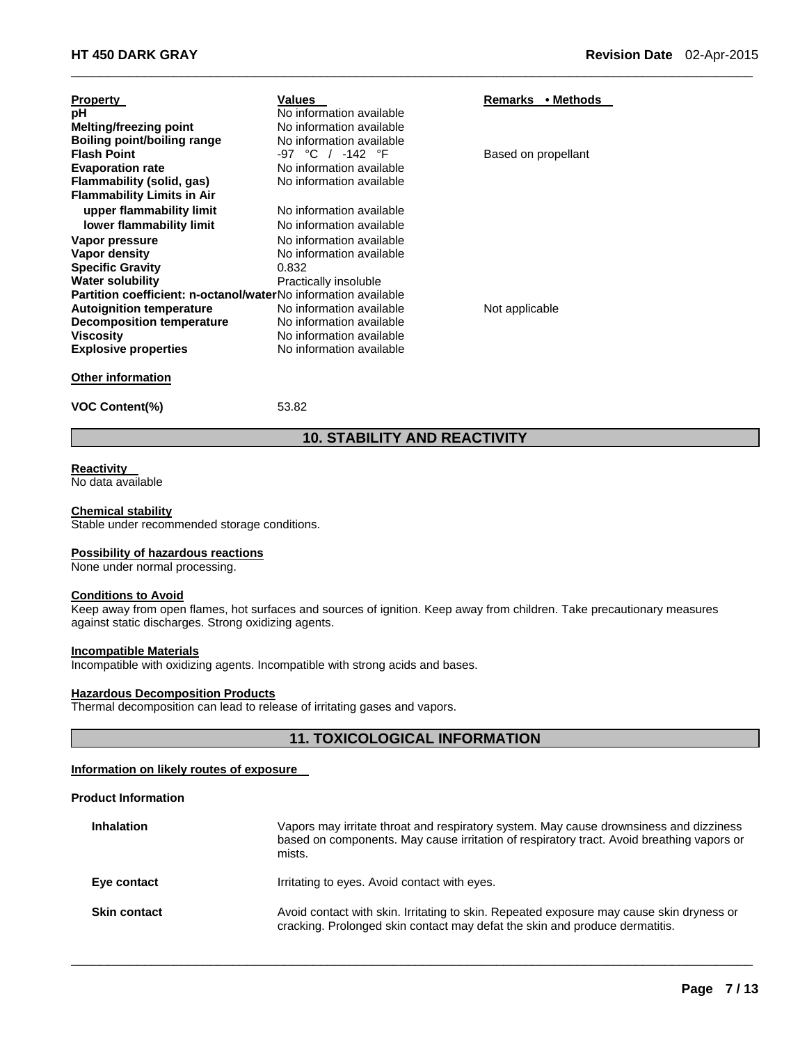| Property | Values | Remarks • Methods |
| --- | --- | --- |
| **pH** | No information available | |
| **Melting/freezing point** | No information available | |
| **Boiling point/boiling range** | No information available | |
| **Flash Point** | -97 °C / -142 °F | Based on propellant |
| **Evaporation rate** | No information available | |
| **Flammability (solid, gas)** | No information available | |
| **Flammability Limits in Air** | | |
| **upper flammability limit** | No information available | |
| **lower flammability limit** | No information available | |
| **Vapor pressure** | No information available | |
| **Vapor density** | No information available | |
| **Specific Gravity** | 0.832 | |
| **Water solubility** | Practically insoluble | |
| **Partition coefficient: n-octanol/water** | No information available | |
| **Autoignition temperature** | No information available | Not applicable |
| **Decomposition temperature** | No information available | |
| **Viscosity** | No information available | |
| **Explosive properties** | No information available | |

**Other information**

**VOC Content(%)** 53.82

## 10. STABILITY AND REACTIVITY

**Reactivity**
No data available

**Chemical stability**
Stable under recommended storage conditions.

**Possibility of hazardous reactions**
None under normal processing.

**Conditions to Avoid**
Keep away from open flames, hot surfaces and sources of ignition. Keep away from children. Take precautionary measures against static discharges. Strong oxidizing agents.

**Incompatible Materials**
Incompatible with oxidizing agents. Incompatible with strong acids and bases.

**Hazardous Decomposition Products**
Thermal decomposition can lead to release of irritating gases and vapors.

## 11. TOXICOLOGICAL INFORMATION

**Information on likely routes of exposure**

**Product Information**

| | |
| --- | --- |
| **Inhalation** | Vapors may irritate throat and respiratory system. May cause drownsiness and dizziness based on components. May cause irritation of respiratory tract. Avoid breathing vapors or mists. |
| **Eye contact** | Irritating to eyes. Avoid contact with eyes. |
| **Skin contact** | Avoid contact with skin. Irritating to skin. Repeated exposure may cause skin dryness or cracking. Prolonged skin contact may defat the skin and produce dermatitis. |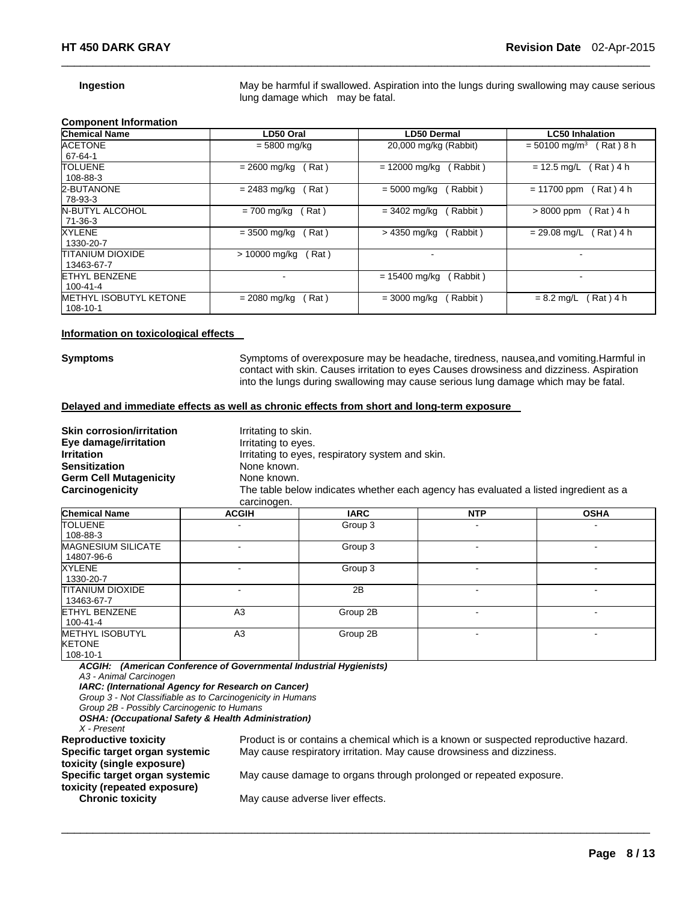**Ingestion** May be harmful if swallowed. Aspiration into the lungs during swallowing may cause serious lung damage which may be fatal.

**Component Information**

| Chemical Name | LD50 Oral | LD50 Dermal | LC50 Inhalation |
|---|---|---|---|
| ACETONE<br>67-64-1 | = 5800 mg/kg | 20,000 mg/kg (Rabbit) | = 50100 mg/m$^3$ ( Rat ) 8 h |
| TOLUENE<br>108-88-3 | = 2600 mg/kg ( Rat ) | = 12000 mg/kg ( Rabbit ) | = 12.5 mg/L ( Rat ) 4 h |
| 2-BUTANONE<br>78-93-3 | = 2483 mg/kg ( Rat ) | = 5000 mg/kg ( Rabbit ) | = 11700 ppm ( Rat ) 4 h |
| N-BUTYL ALCOHOL<br>71-36-3 | = 700 mg/kg ( Rat ) | = 3402 mg/kg ( Rabbit ) | > 8000 ppm ( Rat ) 4 h |
| XYLENE<br>1330-20-7 | = 3500 mg/kg ( Rat ) | > 4350 mg/kg ( Rabbit ) | = 29.08 mg/L ( Rat ) 4 h |
| TITANIUM DIOXIDE<br>13463-67-7 | > 10000 mg/kg ( Rat ) | - | - |
| ETHYL BENZENE<br>100-41-4 | - | = 15400 mg/kg ( Rabbit ) | - |
| METHYL ISOBUTYL KETONE<br>108-10-1 | = 2080 mg/kg ( Rat ) | = 3000 mg/kg ( Rabbit ) | = 8.2 mg/L ( Rat ) 4 h |

**Information on toxicological effects**

**Symptoms** Symptoms of overexposure may be headache, tiredness, nausea,and vomiting.Harmful in contact with skin. Causes irritation to eyes Causes drowsiness and dizziness. Aspiration into the lungs during swallowing may cause serious lung damage which may be fatal.

**Delayed and immediate effects as well as chronic effects from short and long-term exposure**

**Skin corrosion/irritation** Irritating to skin.
**Eye damage/irritation** Irritating to eyes.
**Irritation** Irritating to eyes, respiratory system and skin.
**Sensitization** None known.
**Germ Cell Mutagenicity** None known.
**Carcinogenicity** The table below indicates whether each agency has evaluated a listed ingredient as a carcinogen.

| Chemical Name | ACGIH | IARC | NTP | OSHA |
|---|---|---|---|---|
| TOLUENE<br>108-88-3 | - | Group 3 | - | - |
| MAGNESIUM SILICATE<br>14807-96-6 | - | Group 3 | - | - |
| XYLENE<br>1330-20-7 | - | Group 3 | - | - |
| TITANIUM DIOXIDE<br>13463-67-7 | - | 2B | - | - |
| ETHYL BENZENE<br>100-41-4 | A3 | Group 2B | - | - |
| METHYL ISOBUTYL KETONE<br>108-10-1 | A3 | Group 2B | - | - |

***ACGIH: (American Conference of Governmental Industrial Hygienists)***
*A3 - Animal Carcinogen*
***IARC: (International Agency for Research on Cancer)***
*Group 3 - Not Classifiable as to Carcinogenicity in Humans*
*Group 2B - Possibly Carcinogenic to Humans*
***OSHA: (Occupational Safety & Health Administration)***
*X - Present*

**Reproductive toxicity** Product is or contains a chemical which is a known or suspected reproductive hazard.
**Specific target organ systemic toxicity (single exposure)** May cause respiratory irritation. May cause drowsiness and dizziness.
**Specific target organ systemic toxicity (repeated exposure)** May cause damage to organs through prolonged or repeated exposure.
**Chronic toxicity** May cause adverse liver effects.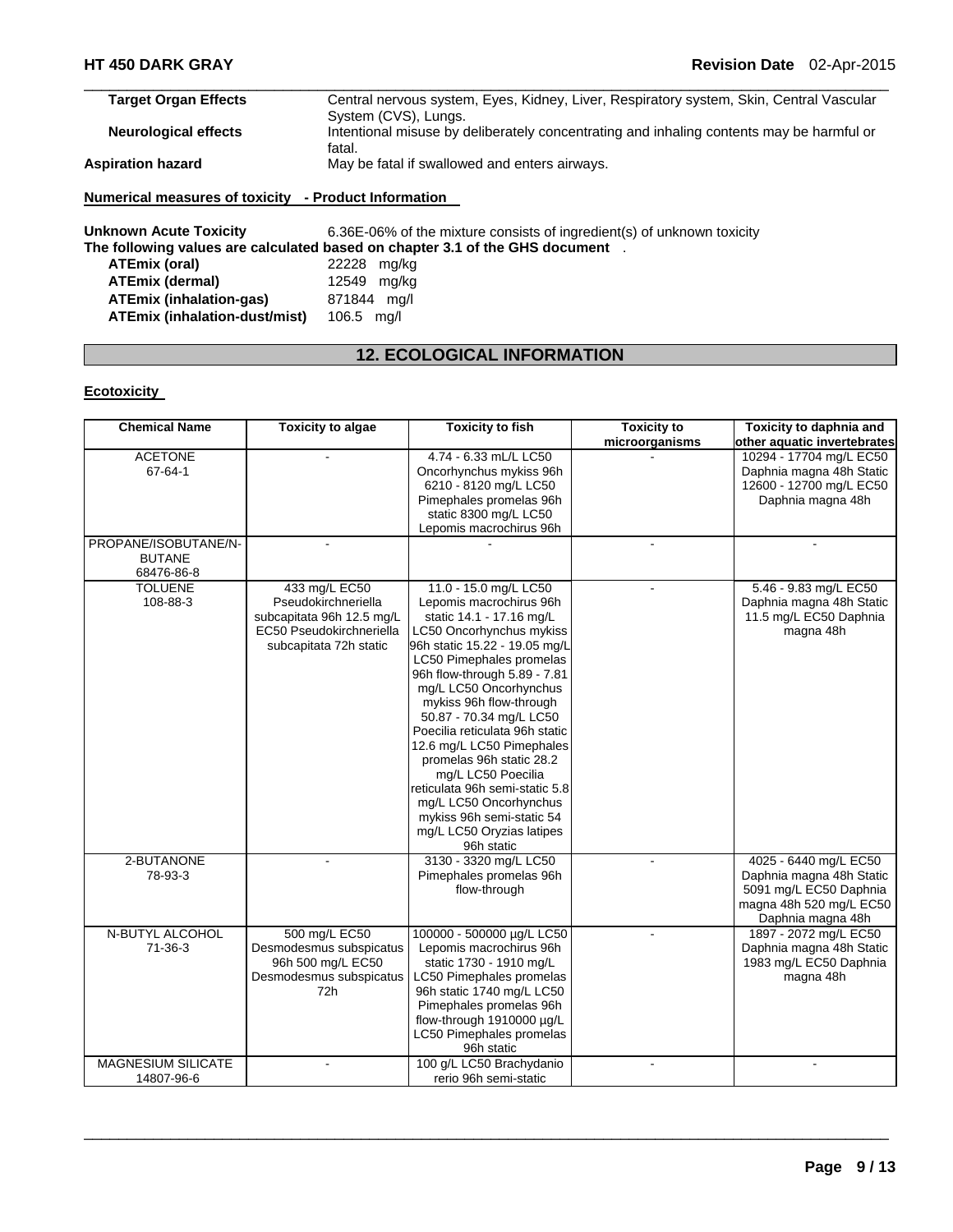| | |
|---|---|
| **Target Organ Effects** | Central nervous system, Eyes, Kidney, Liver, Respiratory system, Skin, Central Vascular System (CVS), Lungs. |
| **Neurological effects** | Intentional misuse by deliberately concentrating and inhaling contents may be harmful or fatal. |
| **Aspiration hazard** | May be fatal if swallowed and enters airways. |

**Numerical measures of toxicity - Product Information**

**Unknown Acute Toxicity** 6.36E-06% of the mixture consists of ingredient(s) of unknown toxicity

**The following values are calculated based on chapter 3.1 of the GHS document** .

| | |
|---|---|
| **ATEmix (oral)** | 22228 mg/kg |
| **ATEmix (dermal)** | 12549 mg/kg |
| **ATEmix (inhalation-gas)** | 871844 mg/l |
| **ATEmix (inhalation-dust/mist)** | 106.5 mg/l |

## 12. ECOLOGICAL INFORMATION

**Ecotoxicity**

| Chemical Name | Toxicity to algae | Toxicity to fish | Toxicity to microorganisms | Toxicity to daphnia and other aquatic invertebrates |
|---|---|---|---|---|
| ACETONE 67-64-1 | - | 4.74 - 6.33 mL/L LC50 Oncorhynchus mykiss 96h 6210 - 8120 mg/L LC50 Pimephales promelas 96h static 8300 mg/L LC50 Lepomis macrochirus 96h | - | 10294 - 17704 mg/L EC50 Daphnia magna 48h Static 12600 - 12700 mg/L EC50 Daphnia magna 48h |
| PROPANE/ISOBUTANE/N-BUTANE 68476-86-8 | - | - | - | - |
| TOLUENE 108-88-3 | 433 mg/L EC50 Pseudokirchneriella subcapitata 96h 12.5 mg/L EC50 Pseudokirchneriella subcapitata 72h static | 11.0 - 15.0 mg/L LC50 Lepomis macrochirus 96h static 14.1 - 17.16 mg/L LC50 Oncorhynchus mykiss 96h static 15.22 - 19.05 mg/L LC50 Pimephales promelas 96h flow-through 5.89 - 7.81 mg/L LC50 Oncorhynchus mykiss 96h flow-through 50.87 - 70.34 mg/L LC50 Poecilia reticulata 96h static 12.6 mg/L LC50 Pimephales promelas 96h static 28.2 mg/L LC50 Poecilia reticulata 96h semi-static 5.8 mg/L LC50 Oncorhynchus mykiss 96h semi-static 54 mg/L LC50 Oryzias latipes 96h static | - | 5.46 - 9.83 mg/L EC50 Daphnia magna 48h Static 11.5 mg/L EC50 Daphnia magna 48h |
| 2-BUTANONE 78-93-3 | - | 3130 - 3320 mg/L LC50 Pimephales promelas 96h flow-through | - | 4025 - 6440 mg/L EC50 Daphnia magna 48h Static 5091 mg/L EC50 Daphnia magna 48h 520 mg/L EC50 Daphnia magna 48h |
| N-BUTYL ALCOHOL 71-36-3 | 500 mg/L EC50 Desmodesmus subspicatus 96h 500 mg/L EC50 Desmodesmus subspicatus 72h | 100000 - 500000 µg/L LC50 Lepomis macrochirus 96h static 1730 - 1910 mg/L LC50 Pimephales promelas 96h static 1740 mg/L LC50 Pimephales promelas 96h flow-through 1910000 µg/L LC50 Pimephales promelas 96h static | - | 1897 - 2072 mg/L EC50 Daphnia magna 48h Static 1983 mg/L EC50 Daphnia magna 48h |
| MAGNESIUM SILICATE 14807-96-6 | - | 100 g/L LC50 Brachydanio rerio 96h semi-static | - | - |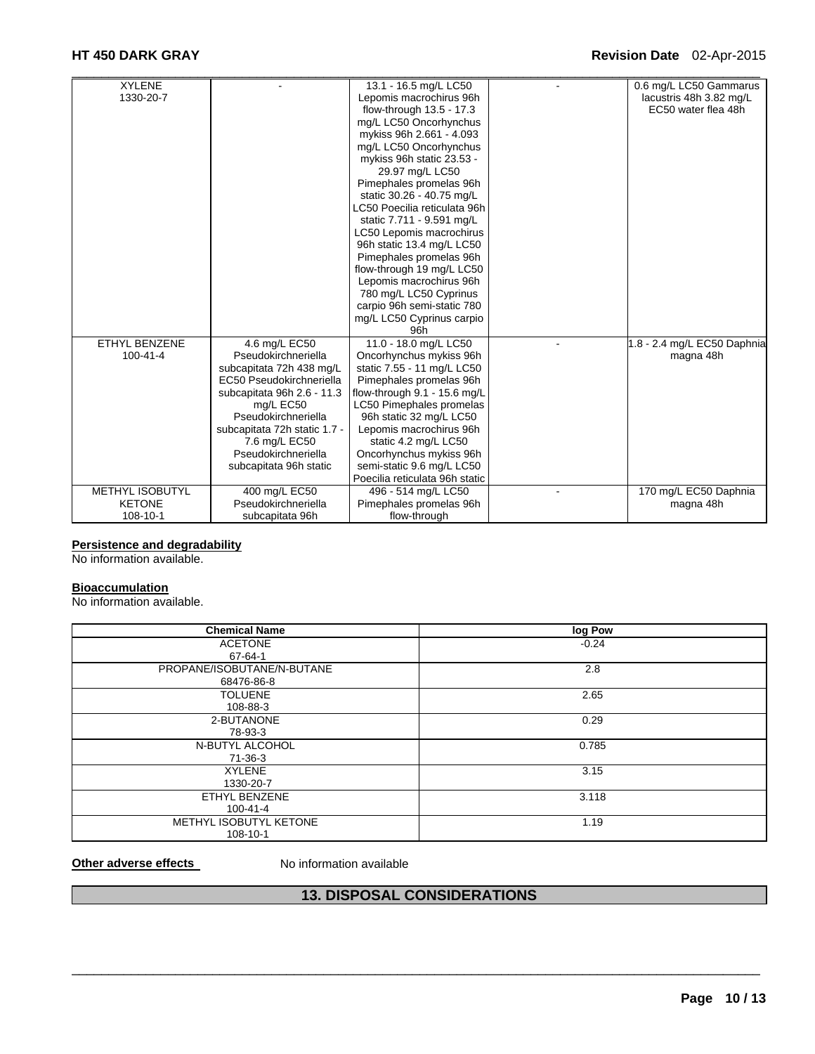| | | | | |
|---|---|---|---|---|
| XYLENE 1330-20-7 | - | 13.1 - 16.5 mg/L LC50 Lepomis macrochirus 96h flow-through 13.5 - 17.3 mg/L LC50 Oncorhynchus mykiss 96h 2.661 - 4.093 mg/L LC50 Oncorhynchus mykiss 96h static 23.53 - 29.97 mg/L LC50 Pimephales promelas 96h static 30.26 - 40.75 mg/L LC50 Poecilia reticulata 96h static 7.711 - 9.591 mg/L LC50 Lepomis macrochirus 96h static 13.4 mg/L LC50 Pimephales promelas 96h flow-through 19 mg/L LC50 Lepomis macrochirus 96h 780 mg/L LC50 Cyprinus carpio 96h semi-static 780 mg/L LC50 Cyprinus carpio 96h | - | 0.6 mg/L LC50 Gammarus lacustris 48h 3.82 mg/L EC50 water flea 48h |
| ETHYL BENZENE 100-41-4 | 4.6 mg/L EC50 Pseudokirchneriella subcapitata 72h 438 mg/L EC50 Pseudokirchneriella subcapitata 96h 2.6 - 11.3 mg/L EC50 Pseudokirchneriella subcapitata 72h static 1.7 - 7.6 mg/L EC50 Pseudokirchneriella subcapitata 96h static | 11.0 - 18.0 mg/L LC50 Oncorhynchus mykiss 96h static 7.55 - 11 mg/L LC50 Pimephales promelas 96h flow-through 9.1 - 15.6 mg/L LC50 Pimephales promelas 96h static 32 mg/L LC50 Lepomis macrochirus 96h static 4.2 mg/L LC50 Oncorhynchus mykiss 96h semi-static 9.6 mg/L LC50 Poecilia reticulata 96h static | - | 1.8 - 2.4 mg/L EC50 Daphnia magna 48h |
| METHYL ISOBUTYL KETONE 108-10-1 | 400 mg/L EC50 Pseudokirchneriella subcapitata 96h | 496 - 514 mg/L LC50 Pimephales promelas 96h flow-through | - | 170 mg/L EC50 Daphnia magna 48h |

**Persistence and degradability**

No information available.

**Bioaccumulation**

No information available.

| Chemical Name | log Pow |
|---|---|
| ACETONE 67-64-1 | -0.24 |
| PROPANE/ISOBUTANE/N-BUTANE 68476-86-8 | 2.8 |
| TOLUENE 108-88-3 | 2.65 |
| 2-BUTANONE 78-93-3 | 0.29 |
| N-BUTYL ALCOHOL 71-36-3 | 0.785 |
| XYLENE 1330-20-7 | 3.15 |
| ETHYL BENZENE 100-41-4 | 3.118 |
| METHYL ISOBUTYL KETONE 108-10-1 | 1.19 |

**Other adverse effects** No information available

## 13. DISPOSAL CONSIDERATIONS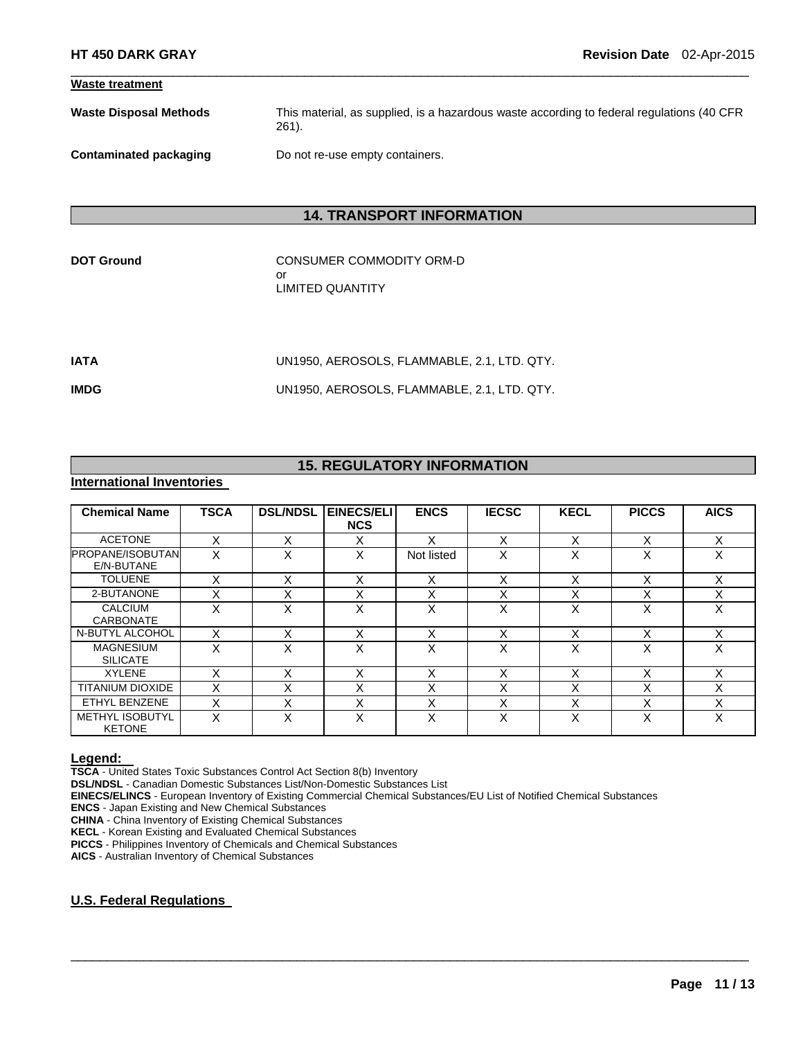**Waste treatment**

**Waste Disposal Methods** This material, as supplied, is a hazardous waste according to federal regulations (40 CFR 261).

**Contaminated packaging** Do not re-use empty containers.

## 14. TRANSPORT INFORMATION

**DOT Ground** CONSUMER COMMODITY ORM-D
or
LIMITED QUANTITY

**IATA** UN1950, AEROSOLS, FLAMMABLE, 2.1, LTD. QTY.

**IMDG** UN1950, AEROSOLS, FLAMMABLE, 2.1, LTD. QTY.

## 15. REGULATORY INFORMATION

**International Inventories**

| Chemical Name | TSCA | DSL/NDSL | EINECS/ELINCS | ENCS | IECSC | KECL | PICCS | AICS |
|---|---|---|---|---|---|---|---|---|
| ACETONE | X | X | X | X | X | X | X | X |
| PROPANE/ISOBUTANE/N-BUTANE | X | X | X | Not listed | X | X | X | X |
| TOLUENE | X | X | X | X | X | X | X | X |
| 2-BUTANONE | X | X | X | X | X | X | X | X |
| CALCIUM CARBONATE | X | X | X | X | X | X | X | X |
| N-BUTYL ALCOHOL | X | X | X | X | X | X | X | X |
| MAGNESIUM SILICATE | X | X | X | X | X | X | X | X |
| XYLENE | X | X | X | X | X | X | X | X |
| TITANIUM DIOXIDE | X | X | X | X | X | X | X | X |
| ETHYL BENZENE | X | X | X | X | X | X | X | X |
| METHYL ISOBUTYL KETONE | X | X | X | X | X | X | X | X |

**Legend:**
**TSCA** - United States Toxic Substances Control Act Section 8(b) Inventory
**DSL/NDSL** - Canadian Domestic Substances List/Non-Domestic Substances List
**EINECS/ELINCS** - European Inventory of Existing Commercial Chemical Substances/EU List of Notified Chemical Substances
**ENCS** - Japan Existing and New Chemical Substances
**CHINA** - China Inventory of Existing Chemical Substances
**KECL** - Korean Existing and Evaluated Chemical Substances
**PICCS** - Philippines Inventory of Chemicals and Chemical Substances
**AICS** - Australian Inventory of Chemical Substances

**U.S. Federal Regulations**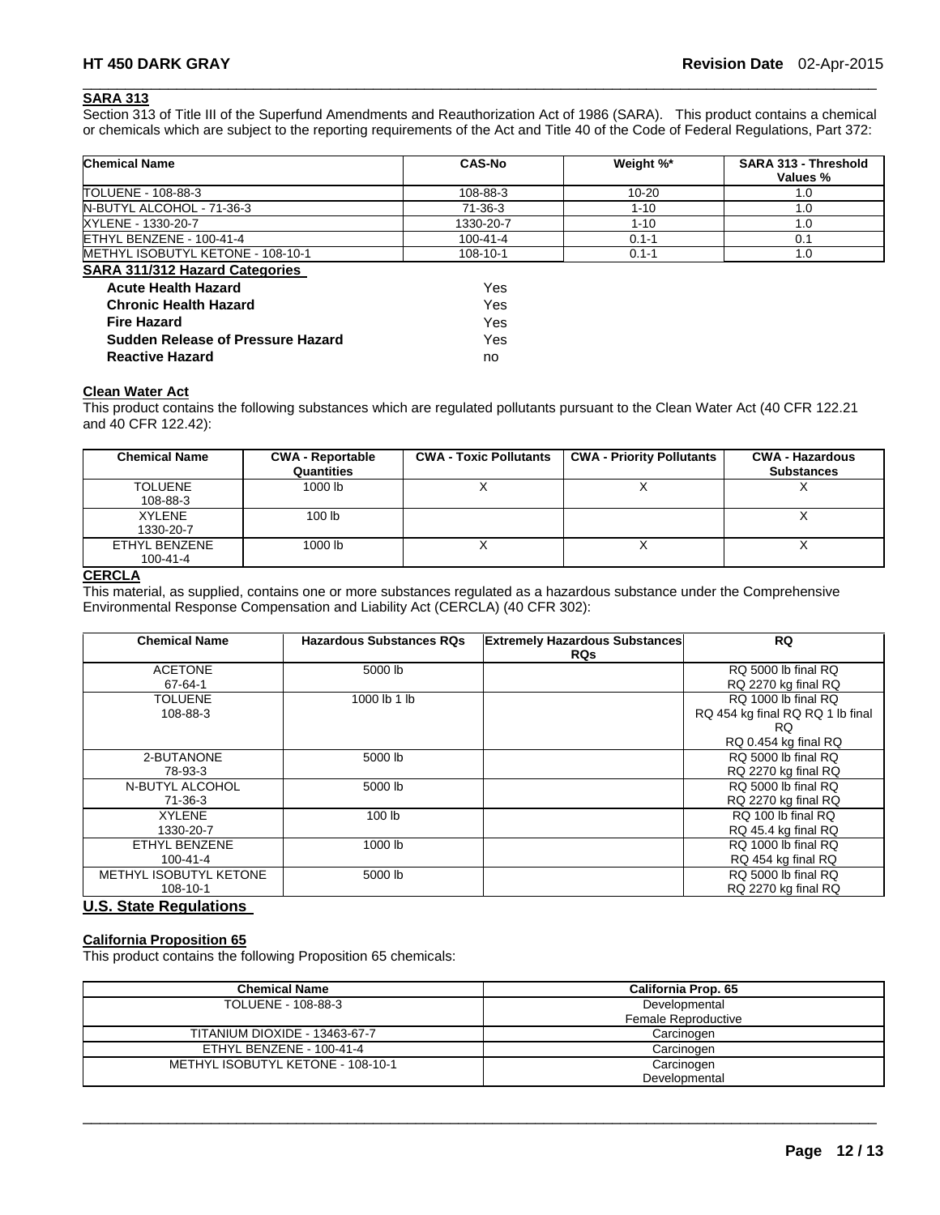## SARA 313

Section 313 of Title III of the Superfund Amendments and Reauthorization Act of 1986 (SARA). This product contains a chemical or chemicals which are subject to the reporting requirements of the Act and Title 40 of the Code of Federal Regulations, Part 372:

| Chemical Name | CAS-No | Weight %* | SARA 313 - Threshold Values % |
|---|---|---|---|
| TOLUENE - 108-88-3 | 108-88-3 | 10-20 | 1.0 |
| N-BUTYL ALCOHOL - 71-36-3 | 71-36-3 | 1-10 | 1.0 |
| XYLENE - 1330-20-7 | 1330-20-7 | 1-10 | 1.0 |
| ETHYL BENZENE - 100-41-4 | 100-41-4 | 0.1-1 | 0.1 |
| METHYL ISOBUTYL KETONE - 108-10-1 | 108-10-1 | 0.1-1 | 1.0 |

## SARA 311/312 Hazard Categories

| | |
|---|---|
| **Acute Health Hazard** | Yes |
| **Chronic Health Hazard** | Yes |
| **Fire Hazard** | Yes |
| **Sudden Release of Pressure Hazard** | Yes |
| **Reactive Hazard** | no |

## Clean Water Act

This product contains the following substances which are regulated pollutants pursuant to the Clean Water Act (40 CFR 122.21 and 40 CFR 122.42):

| Chemical Name | CWA - Reportable Quantities | CWA - Toxic Pollutants | CWA - Priority Pollutants | CWA - Hazardous Substances |
|---|---|---|---|---|
| TOLUENE 108-88-3 | 1000 lb | X | X | X |
| XYLENE 1330-20-7 | 100 lb | | | X |
| ETHYL BENZENE 100-41-4 | 1000 lb | X | X | X |

## CERCLA

This material, as supplied, contains one or more substances regulated as a hazardous substance under the Comprehensive Environmental Response Compensation and Liability Act (CERCLA) (40 CFR 302):

| Chemical Name | Hazardous Substances RQs | Extremely Hazardous Substances RQs | RQ |
|---|---|---|---|
| ACETONE 67-64-1 | 5000 lb | | RQ 5000 lb final RQ RQ 2270 kg final RQ |
| TOLUENE 108-88-3 | 1000 lb 1 lb | | RQ 1000 lb final RQ RQ 454 kg final RQ RQ 1 lb final RQ RQ 0.454 kg final RQ |
| 2-BUTANONE 78-93-3 | 5000 lb | | RQ 5000 lb final RQ RQ 2270 kg final RQ |
| N-BUTYL ALCOHOL 71-36-3 | 5000 lb | | RQ 5000 lb final RQ RQ 2270 kg final RQ |
| XYLENE 1330-20-7 | 100 lb | | RQ 100 lb final RQ RQ 45.4 kg final RQ |
| ETHYL BENZENE 100-41-4 | 1000 lb | | RQ 1000 lb final RQ RQ 454 kg final RQ |
| METHYL ISOBUTYL KETONE 108-10-1 | 5000 lb | | RQ 5000 lb final RQ RQ 2270 kg final RQ |

## U.S. State Regulations

### California Proposition 65

This product contains the following Proposition 65 chemicals:

| Chemical Name | California Prop. 65 |
|---|---|
| TOLUENE - 108-88-3 | Developmental Female Reproductive |
| TITANIUM DIOXIDE - 13463-67-7 | Carcinogen |
| ETHYL BENZENE - 100-41-4 | Carcinogen |
| METHYL ISOBUTYL KETONE - 108-10-1 | Carcinogen Developmental |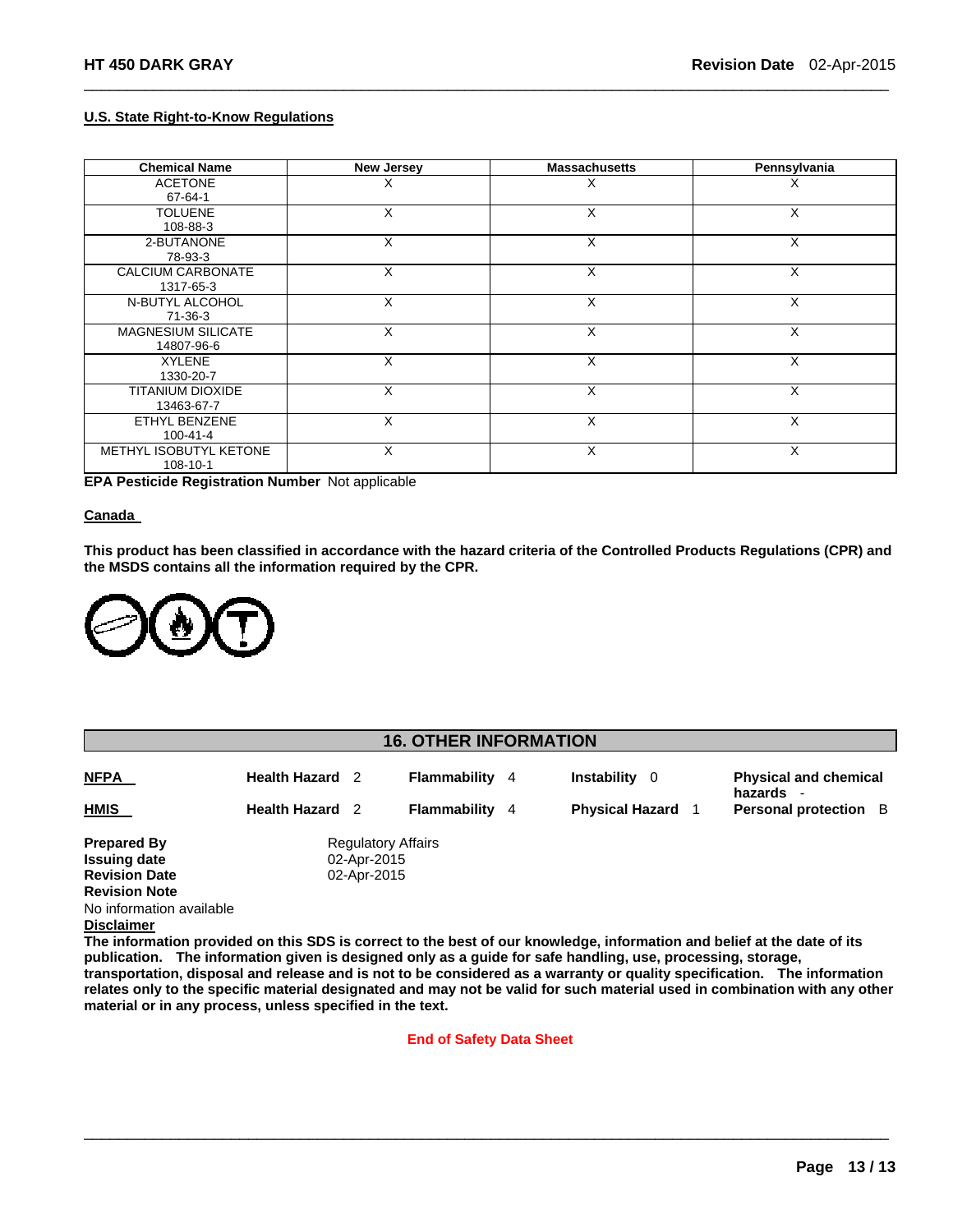### U.S. State Right-to-Know Regulations

| Chemical Name | New Jersey | Massachusetts | Pennsylvania |
|---|---|---|---|
| ACETONE 67-64-1 | X | X | X |
| TOLUENE 108-88-3 | X | X | X |
| 2-BUTANONE 78-93-3 | X | X | X |
| CALCIUM CARBONATE 1317-65-3 | X | X | X |
| N-BUTYL ALCOHOL 71-36-3 | X | X | X |
| MAGNESIUM SILICATE 14807-96-6 | X | X | X |
| XYLENE 1330-20-7 | X | X | X |
| TITANIUM DIOXIDE 13463-67-7 | X | X | X |
| ETHYL BENZENE 100-41-4 | X | X | X |
| METHYL ISOBUTYL KETONE 108-10-1 | X | X | X |

**EPA Pesticide Registration Number** Not applicable

### Canada

**This product has been classified in accordance with the hazard criteria of the Controlled Products Regulations (CPR) and the MSDS contains all the information required by the CPR.**

## 16. OTHER INFORMATION

| | | | | |
|---|---|---|---|---|
| **NFPA** | **Health Hazard** 2 | **Flammability** 4 | **Instability** 0 | **Physical and chemical hazards** - |
| **HMIS** | **Health Hazard** 2 | **Flammability** 4 | **Physical Hazard** 1 | **Personal protection** B |

**Prepared By** Regulatory Affairs
**Issuing date** 02-Apr-2015
**Revision Date** 02-Apr-2015
**Revision Note**
No information available

**Disclaimer**

**The information provided on this SDS is correct to the best of our knowledge, information and belief at the date of its publication. The information given is designed only as a guide for safe handling, use, processing, storage, transportation, disposal and release and is not to be considered as a warranty or quality specification. The information relates only to the specific material designated and may not be valid for such material used in combination with any other material or in any process, unless specified in the text.**

**End of Safety Data Sheet**